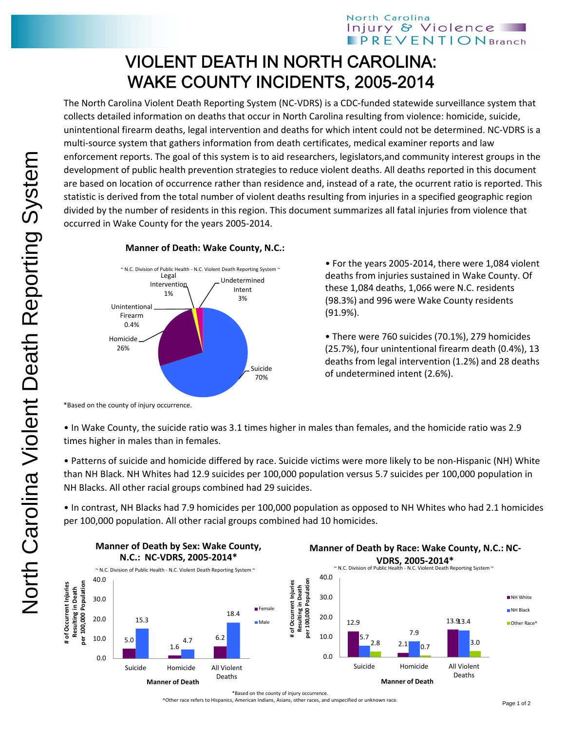# VIOLENT DEATH IN NORTH CAROLINA: WAKE COUNTY INCIDENTS, 2005-2014

The North Carolina Violent Death Reporting System (NC-VDRS) is a CDC-funded statewide surveillance system that collects detailed information on deaths that occur in North Carolina resulting from violence: homicide, suicide, unintentional firearm deaths, legal intervention and deaths for which intent could not be determined. NC-VDRS is a multi-source system that gathers information from death certificates, medical examiner reports and law enforcement reports. The goal of this system is to aid researchers, legislators,and community interest groups in the development of public health prevention strategies to reduce violent deaths. All deaths reported in this document are based on location of occurrence rather than residence and, instead of a rate, the ocurrent ratio is reported. This statistic is derived from the total number of violent deaths resulting from injuries in a specified geographic region divided by the number of residents in this region. This document summarizes all fatal injuries from violence that occurred in Wake County for the years 2005-2014.

**Manner of Death: Wake County, N.C.:**

~ N.C. Division of Public Health - N.C. Violent Death Reporting System ~

| Manner of Death | Percent |
|---|---|
| Suicide | 70% |
| Homicide | 26% |
| Unintentional Firearm | 0.4% |
| Legal Intervention | 1% |
| Undetermined Intent | 3% |

*Based on the county of injury occurrence.

- For the years 2005-2014, there were 1,084 violent deaths from injuries sustained in Wake County. Of these 1,084 deaths, 1,066 were N.C. residents (98.3%) and 996 were Wake County residents (91.9%).
- There were 760 suicides (70.1%), 279 homicides (25.7%), four unintentional firearm death (0.4%), 13 deaths from legal intervention (1.2%) and 28 deaths of undetermined intent (2.6%).
- In Wake County, the suicide ratio was 3.1 times higher in males than females, and the homicide ratio was 2.9 times higher in males than in females.
- Patterns of suicide and homicide differed by race. Suicide victims were more likely to be non-Hispanic (NH) White than NH Black. NH Whites had 12.9 suicides per 100,000 population versus 5.7 suicides per 100,000 population in NH Blacks. All other racial groups combined had 29 suicides.
- In contrast, NH Blacks had 7.9 homicides per 100,000 population as opposed to NH Whites who had 2.1 homicides per 100,000 population. All other racial groups combined had 10 homicides.

**Manner of Death by Sex: Wake County, N.C.: NC-VDRS, 2005-2014***

~ N.C. Division of Public Health - N.C. Violent Death Reporting System ~

# of Occurrent Injuries Resulting in Death per 100,000 Population

| Manner of Death | Female | Male |
|---|---|---|
| Suicide | 5.0 | 15.3 |
| Homicide | 1.6 | 4.7 |
| All Violent Deaths | 6.2 | 18.4 |

**Manner of Death by Race: Wake County, N.C.: NC-VDRS, 2005-2014***

~ N.C. Division of Public Health - N.C. Violent Death Reporting System ~

# of Occurrent Injuries Resulting in Death per 100,000 Population

| Manner of Death | NH White | NH Black | Other Race^ |
|---|---|---|---|
| Suicide | 12.9 | 5.7 | 2.8 |
| Homicide | 2.1 | 7.9 | 0.7 |
| All Violent Deaths | 13.9 | 13.4 | 3.0 |

*Based on the county of injury occurrence.

^Other race refers to Hispanics, American Indians, Asians, other races, and unspecified or unknown race.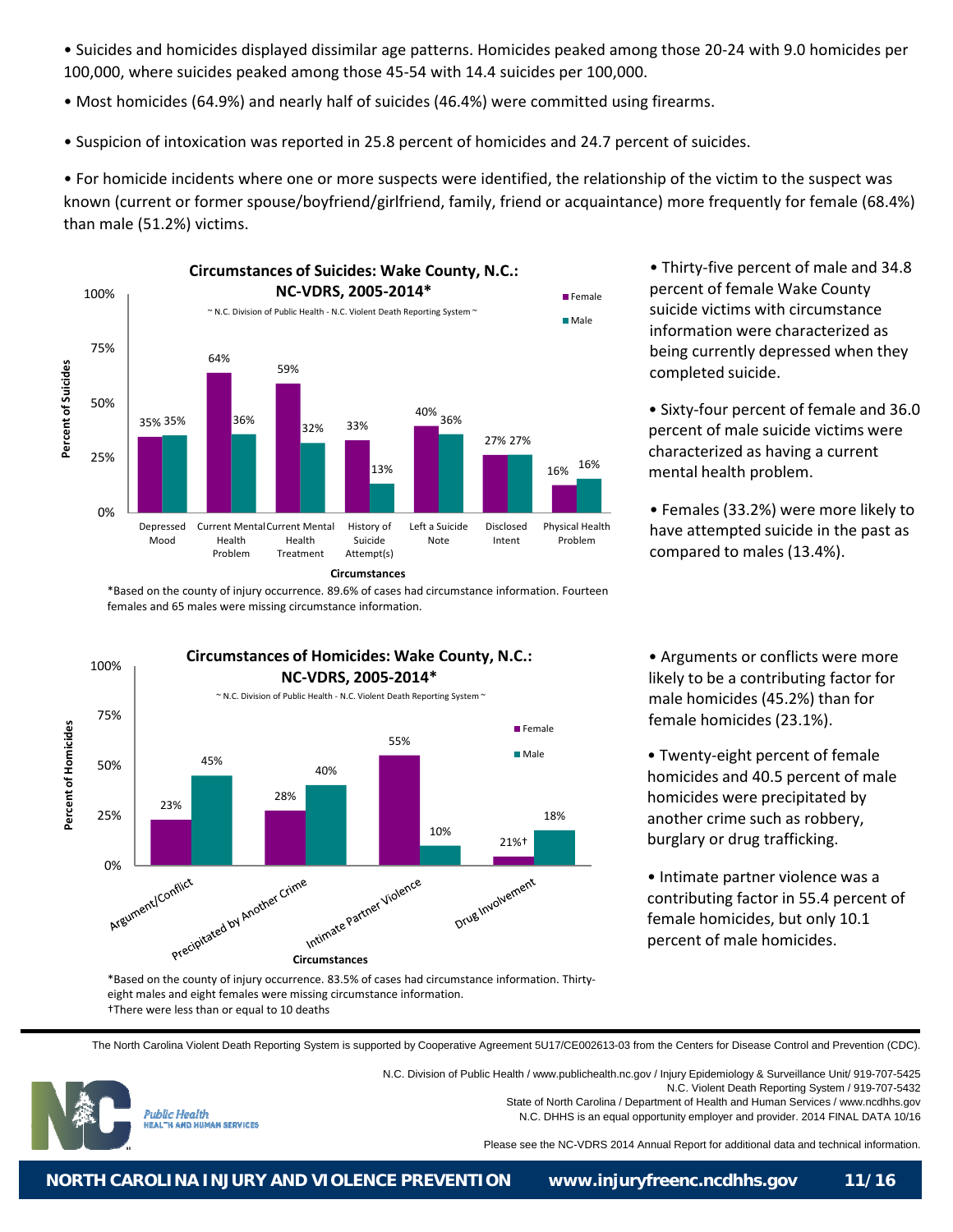• Suicides and homicides displayed dissimilar age patterns. Homicides peaked among those 20-24 with 9.0 homicides per 100,000, where suicides peaked among those 45-54 with 14.4 suicides per 100,000.

• Most homicides (64.9%) and nearly half of suicides (46.4%) were committed using firearms.

• Suspicion of intoxication was reported in 25.8 percent of homicides and 24.7 percent of suicides.

• For homicide incidents where one or more suspects were identified, the relationship of the victim to the suspect was known (current or former spouse/boyfriend/girlfriend, family, friend or acquaintance) more frequently for female (68.4%) than male (51.2%) victims.

**Circumstances of Suicides: Wake County, N.C.: NC-VDRS, 2005-2014***

~ N.C. Division of Public Health - N.C. Violent Death Reporting System ~

Female
Male

Percent of Suicides

100%
75%
50%
25%
0%

Depressed Mood: 35% 35%
Current Mental Health Problem: 64% 36%
Current Mental Health Treatment: 59% 32%
History of Suicide Attempt(s): 33% 13%
Left a Suicide Note: 40% 36%
Disclosed Intent: 27% 27%
Physical Health Problem: 16% 16%

Circumstances

*Based on the county of injury occurrence. 89.6% of cases had circumstance information. Fourteen females and 65 males were missing circumstance information.

• Thirty-five percent of male and 34.8 percent of female Wake County suicide victims with circumstance information were characterized as being currently depressed when they completed suicide.

• Sixty-four percent of female and 36.0 percent of male suicide victims were characterized as having a current mental health problem.

• Females (33.2%) were more likely to have attempted suicide in the past as compared to males (13.4%).

**Circumstances of Homicides: Wake County, N.C.: NC-VDRS, 2005-2014***

~ N.C. Division of Public Health - N.C. Violent Death Reporting System ~

Female
Male

Percent of Homicides

100%
75%
50%
25%
0%

Argument/Conflict: 23% 45%
Precipitated by Another Crime: 28% 40%
Intimate Partner Violence: 55% 10%
Drug Involvement: 21%† 18%

Circumstances

*Based on the county of injury occurrence. 83.5% of cases had circumstance information. Thirty-eight males and eight females were missing circumstance information.
†There were less than or equal to 10 deaths

• Arguments or conflicts were more likely to be a contributing factor for male homicides (45.2%) than for female homicides (23.1%).

• Twenty-eight percent of female homicides and 40.5 percent of male homicides were precipitated by another crime such as robbery, burglary or drug trafficking.

• Intimate partner violence was a contributing factor in 55.4 percent of female homicides, but only 10.1 percent of male homicides.

The North Carolina Violent Death Reporting System is supported by Cooperative Agreement 5U17/CE002613-03 from the Centers for Disease Control and Prevention (CDC).

Public Health
HEALTH AND HUMAN SERVICES

N.C. Division of Public Health / www.publichealth.nc.gov / Injury Epidemiology & Surveillance Unit/ 919-707-5425
N.C. Violent Death Reporting System / 919-707-5432
State of North Carolina / Department of Health and Human Services / www.ncdhhs.gov
N.C. DHHS is an equal opportunity employer and provider. 2014 FINAL DATA 10/16

Please see the NC-VDRS 2014 Annual Report for additional data and technical information.

**NORTH CAROLINA INJURY AND VIOLENCE PREVENTION** **www.injuryfreenc.ncdhhs.gov**